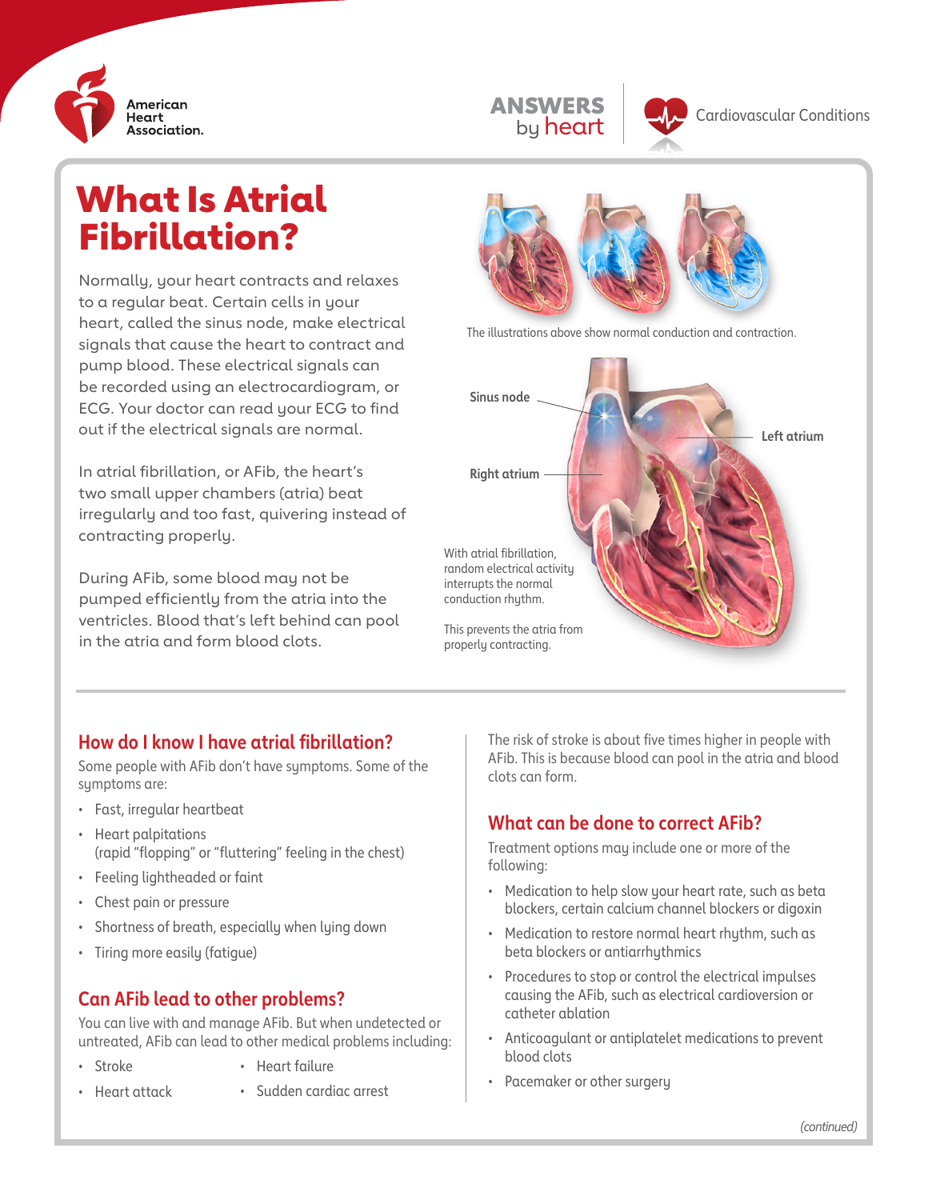# What Is Atrial Fibrillation?

Normally, your heart contracts and relaxes to a regular beat. Certain cells in your heart, called the sinus node, make electrical signals that cause the heart to contract and pump blood. These electrical signals can be recorded using an electrocardiogram, or ECG. Your doctor can read your ECG to find out if the electrical signals are normal.

In atrial fibrillation, or AFib, the heart's two small upper chambers (atria) beat irregularly and too fast, quivering instead of contracting properly.

During AFib, some blood may not be pumped efficiently from the atria into the ventricles. Blood that's left behind can pool in the atria and form blood clots.

The illustrations above show normal conduction and contraction.

Sinus node

Left atrium

Right atrium

With atrial fibrillation, random electrical activity interrupts the normal conduction rhythm.

This prevents the atria from properly contracting.

## How do I know I have atrial fibrillation?

Some people with AFib don't have symptoms. Some of the symptoms are:

- Fast, irregular heartbeat
- Heart palpitations (rapid "flopping" or "fluttering" feeling in the chest)
- Feeling lightheaded or faint
- Chest pain or pressure
- Shortness of breath, especially when lying down
- Tiring more easily (fatigue)

## Can AFib lead to other problems?

You can live with and manage AFib. But when undetected or untreated, AFib can lead to other medical problems including:

- Stroke
- Heart attack
- Heart failure
- Sudden cardiac arrest

The risk of stroke is about five times higher in people with AFib. This is because blood can pool in the atria and blood clots can form.

## What can be done to correct AFib?

Treatment options may include one or more of the following:

- Medication to help slow your heart rate, such as beta blockers, certain calcium channel blockers or digoxin
- Medication to restore normal heart rhythm, such as beta blockers or antiarrhythmics
- Procedures to stop or control the electrical impulses causing the AFib, such as electrical cardioversion or catheter ablation
- Anticoagulant or antiplatelet medications to prevent blood clots
- Pacemaker or other surgery

*(continued)*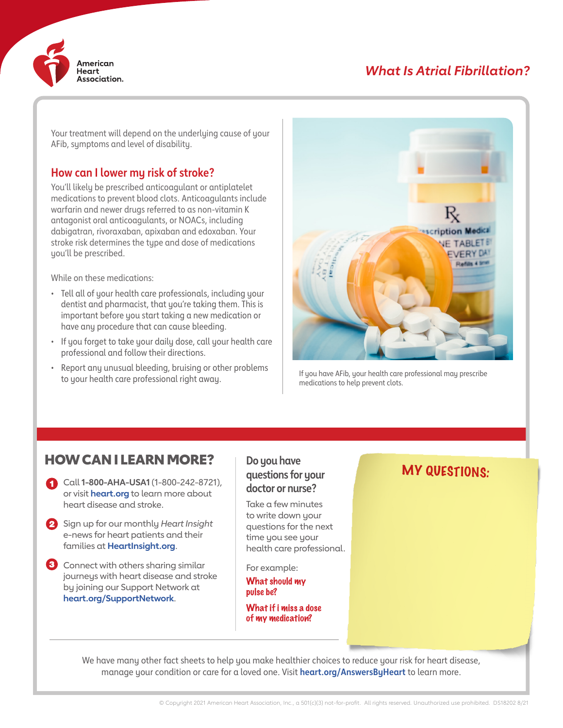Your treatment will depend on the underlying cause of your AFib, symptoms and level of disability.

## How can I lower my risk of stroke?

You'll likely be prescribed anticoagulant or antiplatelet medications to prevent blood clots. Anticoagulants include warfarin and newer drugs referred to as non-vitamin K antagonist oral anticoagulants, or NOACs, including dabigatran, rivoraxaban, apixaban and edoxaban. Your stroke risk determines the type and dose of medications you'll be prescribed.

While on these medications:

- Tell all of your health care professionals, including your dentist and pharmacist, that you're taking them. This is important before you start taking a new medication or have any procedure that can cause bleeding.
- If you forget to take your daily dose, call your health care professional and follow their directions.
- Report any unusual bleeding, bruising or other problems to your health care professional right away.

If you have AFib, your health care professional may prescribe medications to help prevent clots.

## HOW CAN I LEARN MORE?

1. Call **1-800-AHA-USA1** (1-800-242-8721), or visit **heart.org** to learn more about heart disease and stroke.
2. Sign up for our monthly *Heart Insight* e-news for heart patients and their families at **HeartInsight.org**.
3. Connect with others sharing similar journeys with heart disease and stroke by joining our Support Network at **heart.org/SupportNetwork**.

## Do you have questions for your doctor or nurse?

Take a few minutes to write down your questions for the next time you see your health care professional.

For example:

**What should my pulse be?**

**What if i miss a dose of my medication?**

## MY QUESTIONS:

We have many other fact sheets to help you make healthier choices to reduce your risk for heart disease, manage your condition or care for a loved one. Visit **heart.org/AnswersByHeart** to learn more.

© Copyright 2021 American Heart Association, Inc., a 501(c)(3) not-for-profit. All rights reserved. Unauthorized use prohibited. DS18202 8/21